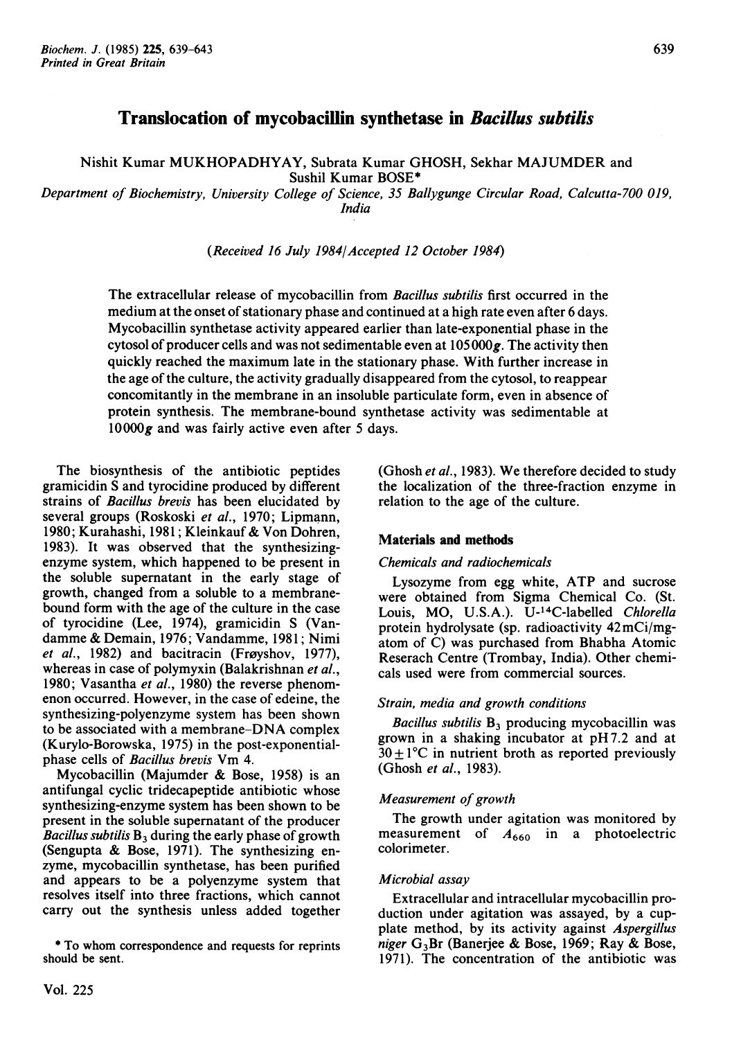# Translocation of mycobacillin synthetase in *Bacillus subtilis*

Nishit Kumar MUKHOPADHYAY, Subrata Kumar GHOSH, Sekhar MAJUMDER and Sushil Kumar BOSE*

*Department of Biochemistry, University College of Science, 35 Ballygunge Circular Road, Calcutta-700 019, India*

(Received 16 July 1984/Accepted 12 October 1984)

The extracellular release of mycobacillin from *Bacillus subtilis* first occurred in the medium at the onset of stationary phase and continued at a high rate even after 6 days. Mycobacillin synthetase activity appeared earlier than late-exponential phase in the cytosol of producer cells and was not sedimentable even at 105000*g*. The activity then quickly reached the maximum late in the stationary phase. With further increase in the age of the culture, the activity gradually disappeared from the cytosol, to reappear concomitantly in the membrane in an insoluble particulate form, even in absence of protein synthesis. The membrane-bound synthetase activity was sedimentable at 10000*g* and was fairly active even after 5 days.

The biosynthesis of the antibiotic peptides gramicidin S and tyrocidine produced by different strains of *Bacillus brevis* has been elucidated by several groups (Roskoski *et al.*, 1970; Lipmann, 1980; Kurahashi, 1981; Kleinkauf & Von Dohren, 1983). It was observed that the synthesizing-enzyme system, which happened to be present in the soluble supernatant in the early stage of growth, changed from a soluble to a membrane-bound form with the age of the culture in the case of tyrocidine (Lee, 1974), gramicidin S (Vandamme & Demain, 1976; Vandamme, 1981; Nimi *et al.*, 1982) and bacitracin (Frøyshov, 1977), whereas in case of polymyxin (Balakrishnan *et al.*, 1980; Vasantha *et al.*, 1980) the reverse phenomenon occurred. However, in the case of edeine, the synthesizing-polyenzyme system has been shown to be associated with a membrane–DNA complex (Kurylo-Borowska, 1975) in the post-exponential-phase cells of *Bacillus brevis* Vm 4.

Mycobacillin (Majumder & Bose, 1958) is an antifungal cyclic tridecapeptide antibiotic whose synthesizing-enzyme system has been shown to be present in the soluble supernatant of the producer *Bacillus subtilis* $B_3$ during the early phase of growth (Sengupta & Bose, 1971). The synthesizing enzyme, mycobacillin synthetase, has been purified and appears to be a polyenzyme system that resolves itself into three fractions, which cannot carry out the synthesis unless added together (Ghosh *et al.*, 1983). We therefore decided to study the localization of the three-fraction enzyme in relation to the age of the culture.

## Materials and methods

### Chemicals and radiochemicals

Lysozyme from egg white, ATP and sucrose were obtained from Sigma Chemical Co. (St. Louis, MO, U.S.A.). U-$^{14}$C-labelled *Chlorella* protein hydrolysate (sp. radioactivity 42mCi/mg-atom of C) was purchased from Bhabha Atomic Reserach Centre (Trombay, India). Other chemicals used were from commercial sources.

### Strain, media and growth conditions

*Bacillus subtilis* $B_3$ producing mycobacillin was grown in a shaking incubator at pH7.2 and at $30 \pm 1$°C in nutrient broth as reported previously (Ghosh *et al.*, 1983).

### Measurement of growth

The growth under agitation was monitored by measurement of $A_{660}$ in a photoelectric colorimeter.

### Microbial assay

Extracellular and intracellular mycobacillin production under agitation was assayed, by a cup-plate method, by its activity against *Aspergillus niger* $G_3Br$ (Banerjee & Bose, 1969; Ray & Bose, 1971). The concentration of the antibiotic was

* To whom correspondence and requests for reprints should be sent.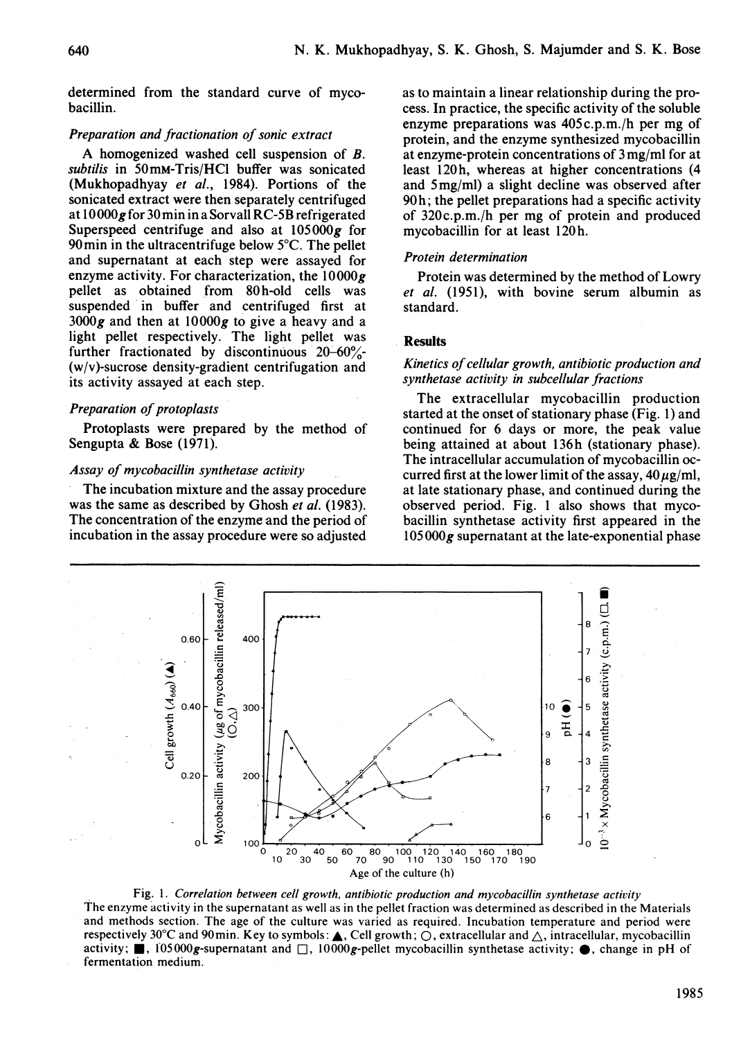determined from the standard curve of mycobacillin.

### *Preparation and fractionation of sonic extract*

A homogenized washed cell suspension of *B. subtilis* in 50mM-Tris/HCl buffer was sonicated (Mukhopadhyay *et al.*, 1984). Portions of the sonicated extract were then separately centrifuged at 10000*g* for 30 min in a Sorvall RC-5B refrigerated Superspeed centrifuge and also at 105000*g* for 90 min in the ultracentrifuge below 5°C. The pellet and supernatant at each step were assayed for enzyme activity. For characterization, the 10000*g* pellet as obtained from 80h-old cells was suspended in buffer and centrifuged first at 3000*g* and then at 10000*g* to give a heavy and a light pellet respectively. The light pellet was further fractionated by discontinuous 20–60%-(w/v)-sucrose density-gradient centrifugation and its activity assayed at each step.

### *Preparation of protoplasts*

Protoplasts were prepared by the method of Sengupta & Bose (1971).

### *Assay of mycobacillin synthetase activity*

The incubation mixture and the assay procedure was the same as described by Ghosh *et al.* (1983). The concentration of the enzyme and the period of incubation in the assay procedure were so adjusted as to maintain a linear relationship during the process. In practice, the specific activity of the soluble enzyme preparations was 405c.p.m./h per mg of protein, and the enzyme synthesized mycobacillin at enzyme-protein concentrations of 3 mg/ml for at least 120h, whereas at higher concentrations (4 and 5 mg/ml) a slight decline was observed after 90h; the pellet preparations had a specific activity of 320c.p.m./h per mg of protein and produced mycobacillin for at least 120h.

### *Protein determination*

Protein was determined by the method of Lowry *et al.* (1951), with bovine serum albumin as standard.

## Results

### *Kinetics of cellular growth, antibiotic production and synthetase activity in subcellular fractions*

The extracellular mycobacillin production started at the onset of stationary phase (Fig. 1) and continued for 6 days or more, the peak value being attained at about 136h (stationary phase). The intracellular accumulation of mycobacillin occurred first at the lower limit of the assay, 40 μg/ml, at late stationary phase, and continued during the observed period. Fig. 1 also shows that mycobacillin synthetase activity first appeared in the 105000*g* supernatant at the late-exponential phase

Fig. 1. *Correlation between cell growth, antibiotic production and mycobacillin synthetase activity*
The enzyme activity in the supernatant as well as in the pellet fraction was determined as described in the Materials and methods section. The age of the culture was varied as required. Incubation temperature and period were respectively 30°C and 90 min. Key to symbols: ▲, Cell growth; ○, extracellular and △, intracellular, mycobacillin activity; ■, 105000*g*-supernatant and □, 10000*g*-pellet mycobacillin synthetase activity; ●, change in pH of fermentation medium.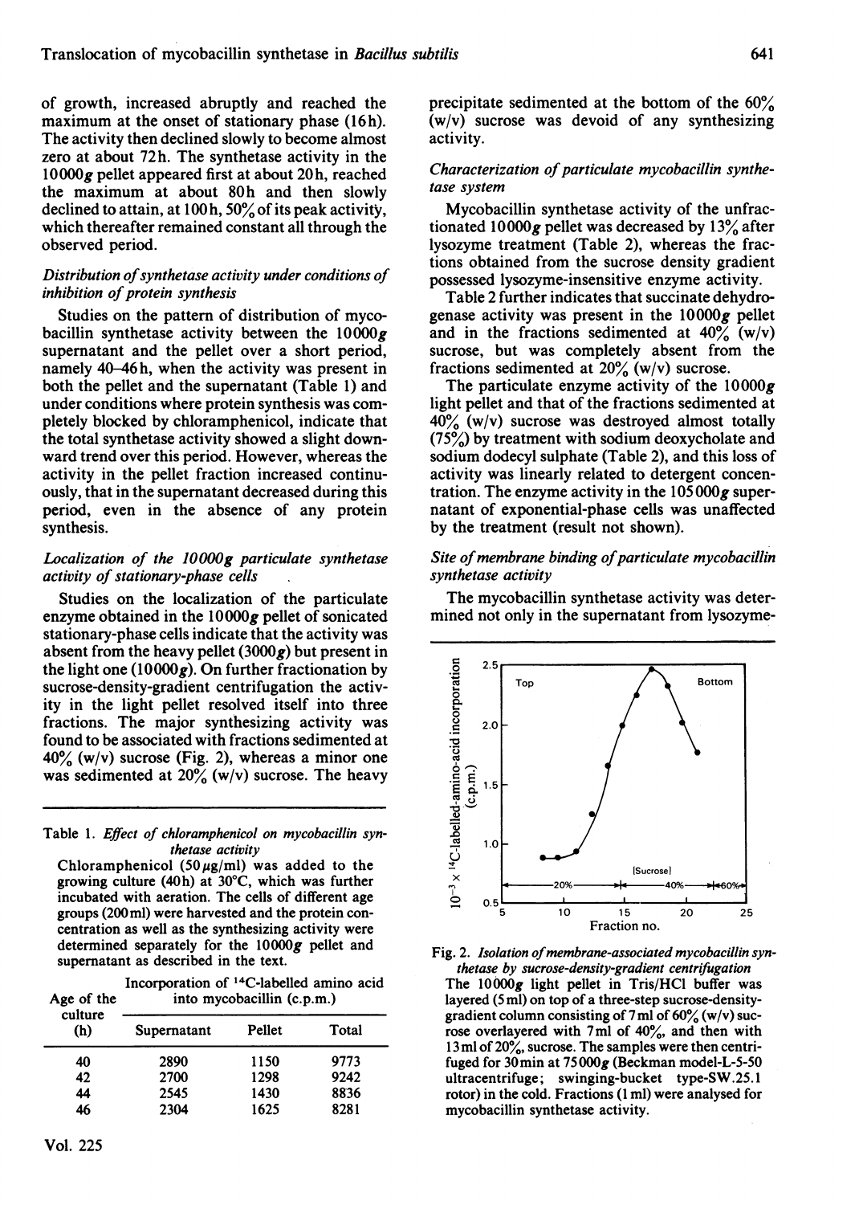of growth, increased abruptly and reached the maximum at the onset of stationary phase (16h). The activity then declined slowly to become almost zero at about 72h. The synthetase activity in the 10000$g$ pellet appeared first at about 20h, reached the maximum at about 80h and then slowly declined to attain, at 100h, 50% of its peak activity, which thereafter remained constant all through the observed period.

### *Distribution of synthetase activity under conditions of inhibition of protein synthesis*

Studies on the pattern of distribution of mycobacillin synthetase activity between the 10000$g$ supernatant and the pellet over a short period, namely 40–46h, when the activity was present in both the pellet and the supernatant (Table 1) and under conditions where protein synthesis was completely blocked by chloramphenicol, indicate that the total synthetase activity showed a slight downward trend over this period. However, whereas the activity in the pellet fraction increased continuously, that in the supernatant decreased during this period, even in the absence of any protein synthesis.

### *Localization of the 10000g particulate synthetase activity of stationary-phase cells*

Studies on the localization of the particulate enzyme obtained in the 10000$g$ pellet of sonicated stationary-phase cells indicate that the activity was absent from the heavy pellet (3000$g$) but present in the light one (10000$g$). On further fractionation by sucrose-density-gradient centrifugation the activity in the light pellet resolved itself into three fractions. The major synthesizing activity was found to be associated with fractions sedimented at 40% (w/v) sucrose (Fig. 2), whereas a minor one was sedimented at 20% (w/v) sucrose. The heavy precipitate sedimented at the bottom of the 60% (w/v) sucrose was devoid of any synthesizing activity.

Table 1. *Effect of chloramphenicol on mycobacillin synthetase activity*

Chloramphenicol (50 μg/ml) was added to the growing culture (40h) at 30°C, which was further incubated with aeration. The cells of different age groups (200 ml) were harvested and the protein concentration as well as the synthesizing activity were determined separately for the 10000$g$ pellet and supernatant as described in the text.

| Age of the culture (h) | Incorporation of $^{14}$C-labelled amino acid into mycobacillin (c.p.m.) | | |
|---|---|---|---|
| | Supernatant | Pellet | Total |
| 40 | 2890 | 1150 | 9773 |
| 42 | 2700 | 1298 | 9242 |
| 44 | 2545 | 1430 | 8836 |
| 46 | 2304 | 1625 | 8281 |

### *Characterization of particulate mycobacillin synthetase system*

Mycobacillin synthetase activity of the unfractionated 10000$g$ pellet was decreased by 13% after lysozyme treatment (Table 2), whereas the fractions obtained from the sucrose density gradient possessed lysozyme-insensitive enzyme activity.

Table 2 further indicates that succinate dehydrogenase activity was present in the 10000$g$ pellet and in the fractions sedimented at 40% (w/v) sucrose, but was completely absent from the fractions sedimented at 20% (w/v) sucrose.

The particulate enzyme activity of the 10000$g$ light pellet and that of the fractions sedimented at 40% (w/v) sucrose was destroyed almost totally (75%) by treatment with sodium deoxycholate and sodium dodecyl sulphate (Table 2), and this loss of activity was linearly related to detergent concentration. The enzyme activity in the 105000$g$ supernatant of exponential-phase cells was unaffected by the treatment (result not shown).

### *Site of membrane binding of particulate mycobacillin synthetase activity*

The mycobacillin synthetase activity was determined not only in the supernatant from lysozyme-

Fig. 2. *Isolation of membrane-associated mycobacillin synthetase by sucrose-density-gradient centrifugation*

The 10000$g$ light pellet in Tris/HCl buffer was layered (5 ml) on top of a three-step sucrose-density-gradient column consisting of 7 ml of 60% (w/v) sucrose overlayered with 7 ml of 40%, and then with 13 ml of 20%, sucrose. The samples were then centrifuged for 30 min at 75000$g$ (Beckman model-L-5-50 ultracentrifuge; swinging-bucket type-SW.25.1 rotor) in the cold. Fractions (1 ml) were analysed for mycobacillin synthetase activity.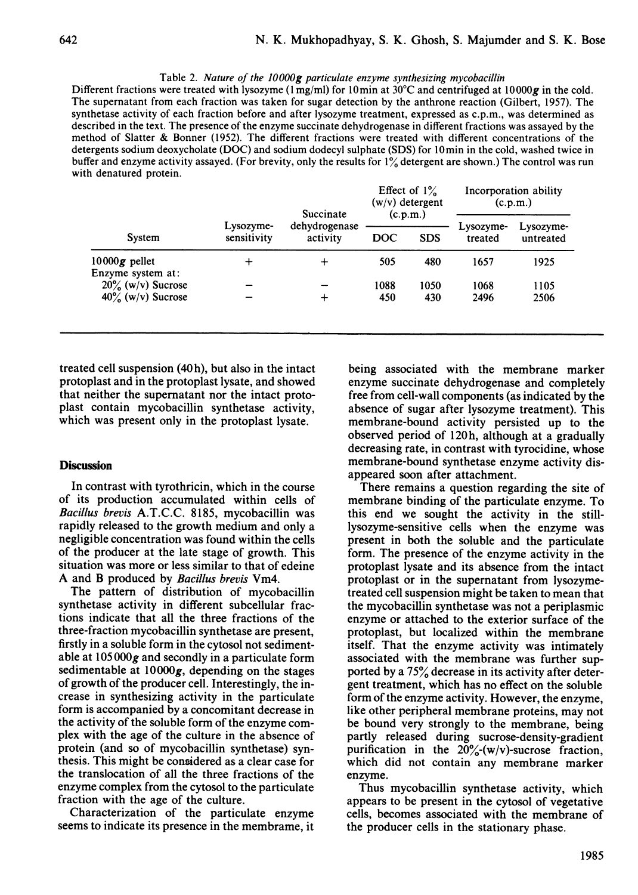Table 2. *Nature of the 10000g particulate enzyme synthesizing mycobacillin*

Different fractions were treated with lysozyme (1 mg/ml) for 10 min at 30°C and centrifuged at 10000*g* in the cold. The supernatant from each fraction was taken for sugar detection by the anthrone reaction (Gilbert, 1957). The synthetase activity of each fraction before and after lysozyme treatment, expressed as c.p.m., was determined as described in the text. The presence of the enzyme succinate dehydrogenase in different fractions was assayed by the method of Slatter & Bonner (1952). The different fractions were treated with different concentrations of the detergents sodium deoxycholate (DOC) and sodium dodecyl sulphate (SDS) for 10 min in the cold, washed twice in buffer and enzyme activity assayed. (For brevity, only the results for 1% detergent are shown.) The control was run with denatured protein.

| System | Lysozyme-sensitivity | Succinate dehydrogenase activity | Effect of 1% (w/v) detergent (c.p.m.) | | Incorporation ability (c.p.m.) | |
|---|---|---|---|---|---|---|
| | | | DOC | SDS | Lysozyme-treated | Lysozyme-untreated |
| 10000*g* pellet | + | + | 505 | 480 | 1657 | 1925 |
| Enzyme system at: | | | | | | |
| 20% (w/v) Sucrose | − | − | 1088 | 1050 | 1068 | 1105 |
| 40% (w/v) Sucrose | − | + | 450 | 430 | 2496 | 2506 |

treated cell suspension (40 h), but also in the intact protoplast and in the protoplast lysate, and showed that neither the supernatant nor the intact protoplast contain mycobacillin synthetase activity, which was present only in the protoplast lysate.

## Discussion

In contrast with tyrothricin, which in the course of its production accumulated within cells of *Bacillus brevis* A.T.C.C. 8185, mycobacillin was rapidly released to the growth medium and only a negligible concentration was found within the cells of the producer at the late stage of growth. This situation was more or less similar to that of edeine A and B produced by *Bacillus brevis* Vm4.

The pattern of distribution of mycobacillin synthetase activity in different subcellular fractions indicate that all the three fractions of the three-fraction mycobacillin synthetase are present, firstly in a soluble form in the cytosol not sedimentable at 105000*g* and secondly in a particulate form sedimentable at 10000*g*, depending on the stages of growth of the producer cell. Interestingly, the increase in synthesizing activity in the particulate form is accompanied by a concomitant decrease in the activity of the soluble form of the enzyme complex with the age of the culture in the absence of protein (and so of mycobacillin synthetase) synthesis. This might be considered as a clear case for the translocation of all the three fractions of the enzyme complex from the cytosol to the particulate fraction with the age of the culture.

Characterization of the particulate enzyme seems to indicate its presence in the membrame, it being associated with the membrane marker enzyme succinate dehydrogenase and completely free from cell-wall components (as indicated by the absence of sugar after lysozyme treatment). This membrane-bound activity persisted up to the observed period of 120 h, although at a gradually decreasing rate, in contrast with tyrocidine, whose membrane-bound synthetase enzyme activity disappeared soon after attachment.

There remains a question regarding the site of membrane binding of the particulate enzyme. To this end we sought the activity in the still-lysozyme-sensitive cells when the enzyme was present in both the soluble and the particulate form. The presence of the enzyme activity in the protoplast lysate and its absence from the intact protoplast or in the supernatant from lysozyme-treated cell suspension might be taken to mean that the mycobacillin synthetase was not a periplasmic enzyme or attached to the exterior surface of the protoplast, but localized within the membrane itself. That the enzyme activity was intimately associated with the membrane was further supported by a 75% decrease in its activity after detergent treatment, which has no effect on the soluble form of the enzyme activity. However, the enzyme, like other peripheral membrane proteins, may not be bound very strongly to the membrane, being partly released during sucrose-density-gradient purification in the 20%-(w/v)-sucrose fraction, which did not contain any membrane marker enzyme.

Thus mycobacillin synthetase activity, which appears to be present in the cytosol of vegetative cells, becomes associated with the membrane of the producer cells in the stationary phase.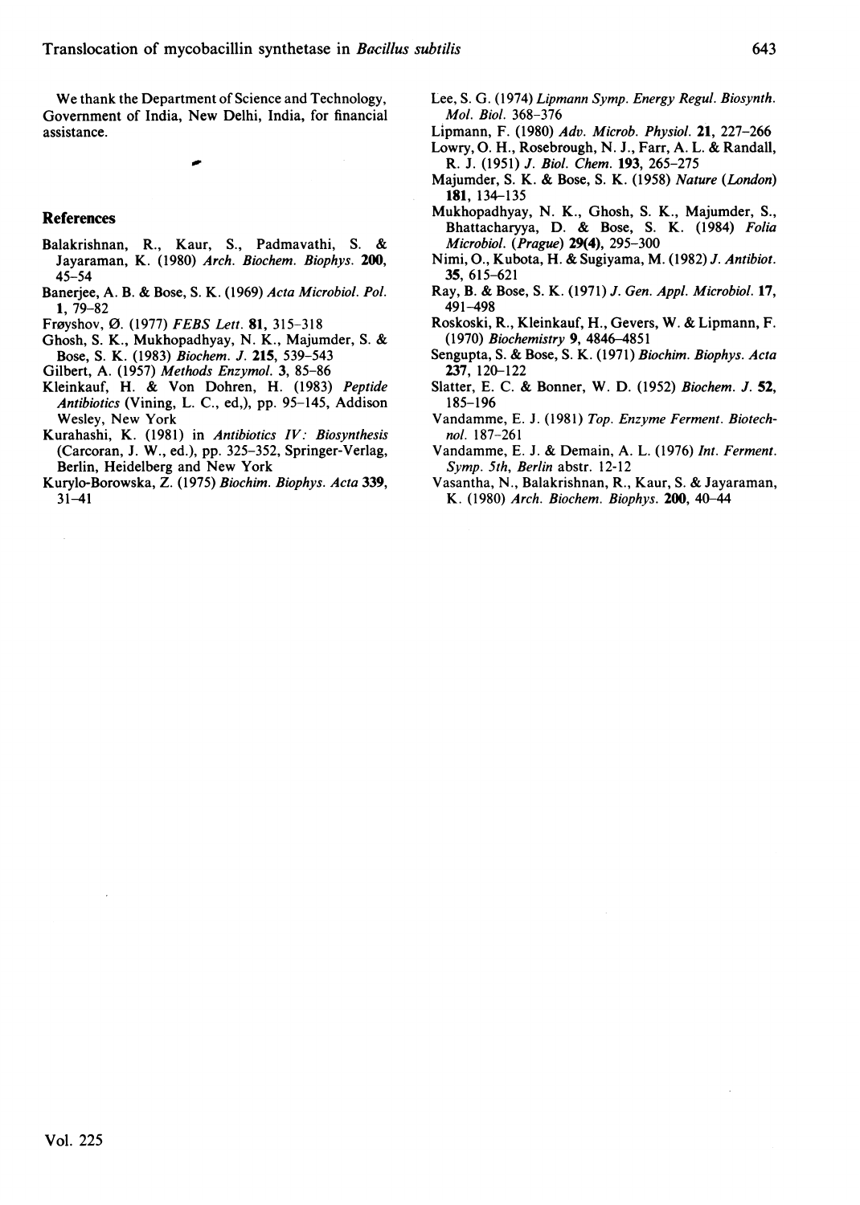We thank the Department of Science and Technology, Government of India, New Delhi, India, for financial assistance.

## References

Balakrishnan, R., Kaur, S., Padmavathi, S. & Jayaraman, K. (1980) *Arch. Biochem. Biophys.* **200**, 45–54

Banerjee, A. B. & Bose, S. K. (1969) *Acta Microbiol. Pol.* **1**, 79–82

Frøyshov, Ø. (1977) *FEBS Lett.* **81**, 315–318

Ghosh, S. K., Mukhopadhyay, N. K., Majumder, S. & Bose, S. K. (1983) *Biochem. J.* **215**, 539–543

Gilbert, A. (1957) *Methods Enzymol.* **3**, 85–86

Kleinkauf, H. & Von Dohren, H. (1983) *Peptide Antibiotics* (Vining, L. C., ed,), pp. 95–145, Addison Wesley, New York

Kurahashi, K. (1981) in *Antibiotics IV: Biosynthesis* (Carcoran, J. W., ed.), pp. 325–352, Springer-Verlag, Berlin, Heidelberg and New York

Kurylo-Borowska, Z. (1975) *Biochim. Biophys. Acta* **339**, 31–41

Lee, S. G. (1974) *Lipmann Symp. Energy Regul. Biosynth. Mol. Biol.* 368–376

Lipmann, F. (1980) *Adv. Microb. Physiol.* **21**, 227–266

Lowry, O. H., Rosebrough, N. J., Farr, A. L. & Randall, R. J. (1951) *J. Biol. Chem.* **193**, 265–275

Majumder, S. K. & Bose, S. K. (1958) *Nature (London)* **181**, 134–135

Mukhopadhyay, N. K., Ghosh, S. K., Majumder, S., Bhattacharyya, D. & Bose, S. K. (1984) *Folia Microbiol. (Prague)* **29(4)**, 295–300

Nimi, O., Kubota, H. & Sugiyama, M. (1982) *J. Antibiot.* **35**, 615–621

Ray, B. & Bose, S. K. (1971) *J. Gen. Appl. Microbiol.* **17**, 491–498

Roskoski, R., Kleinkauf, H., Gevers, W. & Lipmann, F. (1970) *Biochemistry* **9**, 4846–4851

Sengupta, S. & Bose, S. K. (1971) *Biochim. Biophys. Acta* **237**, 120–122

Slatter, E. C. & Bonner, W. D. (1952) *Biochem. J.* **52**, 185–196

Vandamme, E. J. (1981) *Top. Enzyme Ferment. Biotechnol.* 187–261

Vandamme, E. J. & Demain, A. L. (1976) *Int. Ferment. Symp. 5th, Berlin* abstr. 12-12

Vasantha, N., Balakrishnan, R., Kaur, S. & Jayaraman, K. (1980) *Arch. Biochem. Biophys.* **200**, 40–44